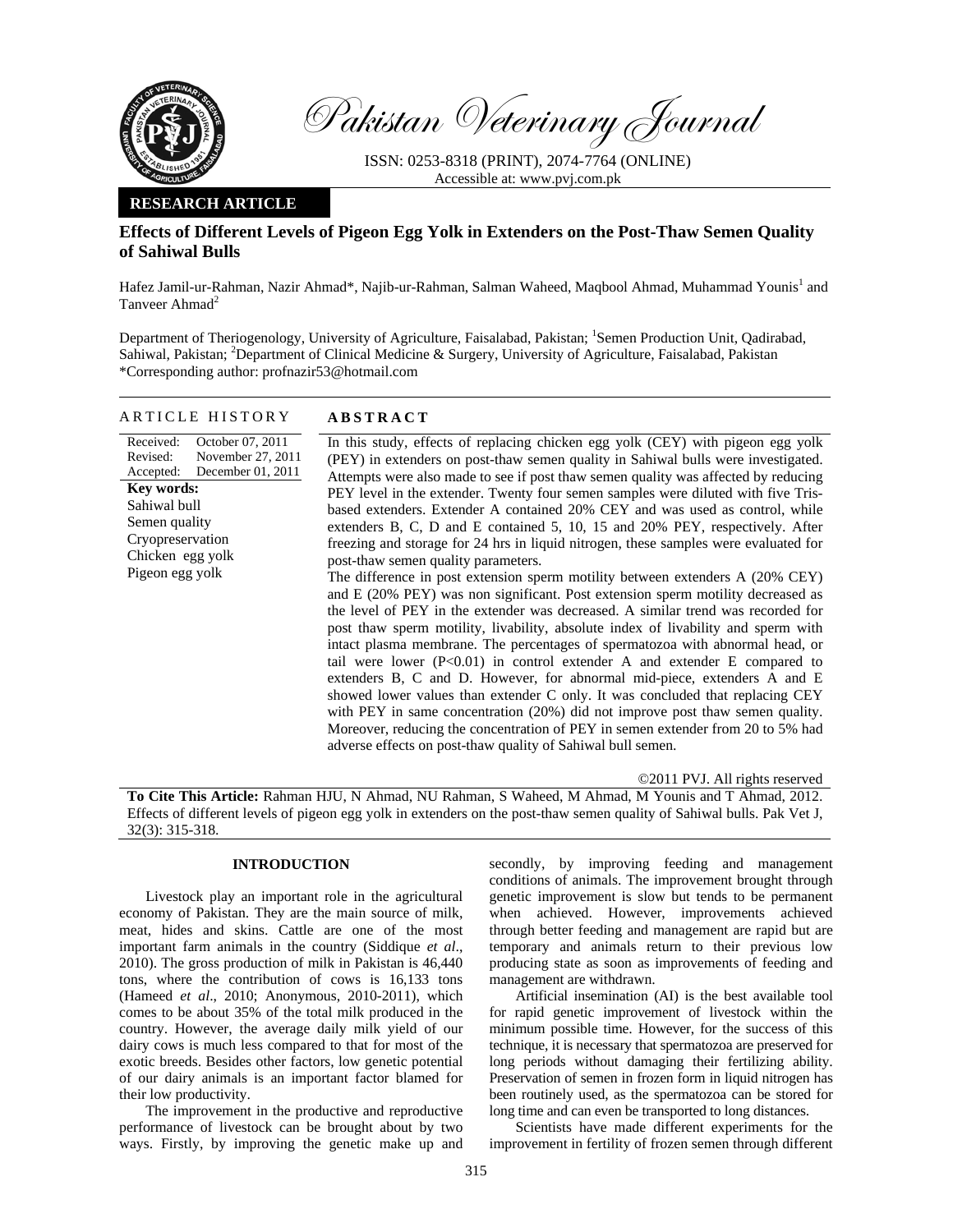Pakistan Veterinary Journal

ISSN: 0253-8318 (PRINT), 2074-7764 (ONLINE)
Accessible at: www.pvj.com.pk

**RESEARCH ARTICLE**

# Effects of Different Levels of Pigeon Egg Yolk in Extenders on the Post-Thaw Semen Quality of Sahiwal Bulls

Hafez Jamil-ur-Rahman, Nazir Ahmad*, Najib-ur-Rahman, Salman Waheed, Maqbool Ahmad, Muhammad Younis[1] and Tanveer Ahmad[2]

Department of Theriogenology, University of Agriculture, Faisalabad, Pakistan; [1]Semen Production Unit, Qadirabad, Sahiwal, Pakistan; [2]Department of Clinical Medicine & Surgery, University of Agriculture, Faisalabad, Pakistan
*Corresponding author: profnazir53@hotmail.com

## ARTICLE HISTORY

Received: October 07, 2011
Revised: November 27, 2011
Accepted: December 01, 2011

**Key words:**
Sahiwal bull
Semen quality
Cryopreservation
Chicken egg yolk
Pigeon egg yolk

## ABSTRACT

In this study, effects of replacing chicken egg yolk (CEY) with pigeon egg yolk (PEY) in extenders on post-thaw semen quality in Sahiwal bulls were investigated. Attempts were also made to see if post thaw semen quality was affected by reducing PEY level in the extender. Twenty four semen samples were diluted with five Tris-based extenders. Extender A contained 20% CEY and was used as control, while extenders B, C, D and E contained 5, 10, 15 and 20% PEY, respectively. After freezing and storage for 24 hrs in liquid nitrogen, these samples were evaluated for post-thaw semen quality parameters.

The difference in post extension sperm motility between extenders A (20% CEY) and E (20% PEY) was non significant. Post extension sperm motility decreased as the level of PEY in the extender was decreased. A similar trend was recorded for post thaw sperm motility, livability, absolute index of livability and sperm with intact plasma membrane. The percentages of spermatozoa with abnormal head, or tail were lower (P<0.01) in control extender A and extender E compared to extenders B, C and D. However, for abnormal mid-piece, extenders A and E showed lower values than extender C only. It was concluded that replacing CEY with PEY in same concentration (20%) did not improve post thaw semen quality. Moreover, reducing the concentration of PEY in semen extender from 20 to 5% had adverse effects on post-thaw quality of Sahiwal bull semen.

©2011 PVJ. All rights reserved

**To Cite This Article:** Rahman HJU, N Ahmad, NU Rahman, S Waheed, M Ahmad, M Younis and T Ahmad, 2012. Effects of different levels of pigeon egg yolk in extenders on the post-thaw semen quality of Sahiwal bulls. Pak Vet J, 32(3): 315-318.

## INTRODUCTION

Livestock play an important role in the agricultural economy of Pakistan. They are the main source of milk, meat, hides and skins. Cattle are one of the most important farm animals in the country (Siddique *et al*., 2010). The gross production of milk in Pakistan is 46,440 tons, where the contribution of cows is 16,133 tons (Hameed *et al*., 2010; Anonymous, 2010-2011), which comes to be about 35% of the total milk produced in the country. However, the average daily milk yield of our dairy cows is much less compared to that for most of the exotic breeds. Besides other factors, low genetic potential of our dairy animals is an important factor blamed for their low productivity.

The improvement in the productive and reproductive performance of livestock can be brought about by two ways. Firstly, by improving the genetic make up and secondly, by improving feeding and management conditions of animals. The improvement brought through genetic improvement is slow but tends to be permanent when achieved. However, improvements achieved through better feeding and management are rapid but are temporary and animals return to their previous low producing state as soon as improvements of feeding and management are withdrawn.

Artificial insemination (AI) is the best available tool for rapid genetic improvement of livestock within the minimum possible time. However, for the success of this technique, it is necessary that spermatozoa are preserved for long periods without damaging their fertilizing ability. Preservation of semen in frozen form in liquid nitrogen has been routinely used, as the spermatozoa can be stored for long time and can even be transported to long distances.

Scientists have made different experiments for the improvement in fertility of frozen semen through different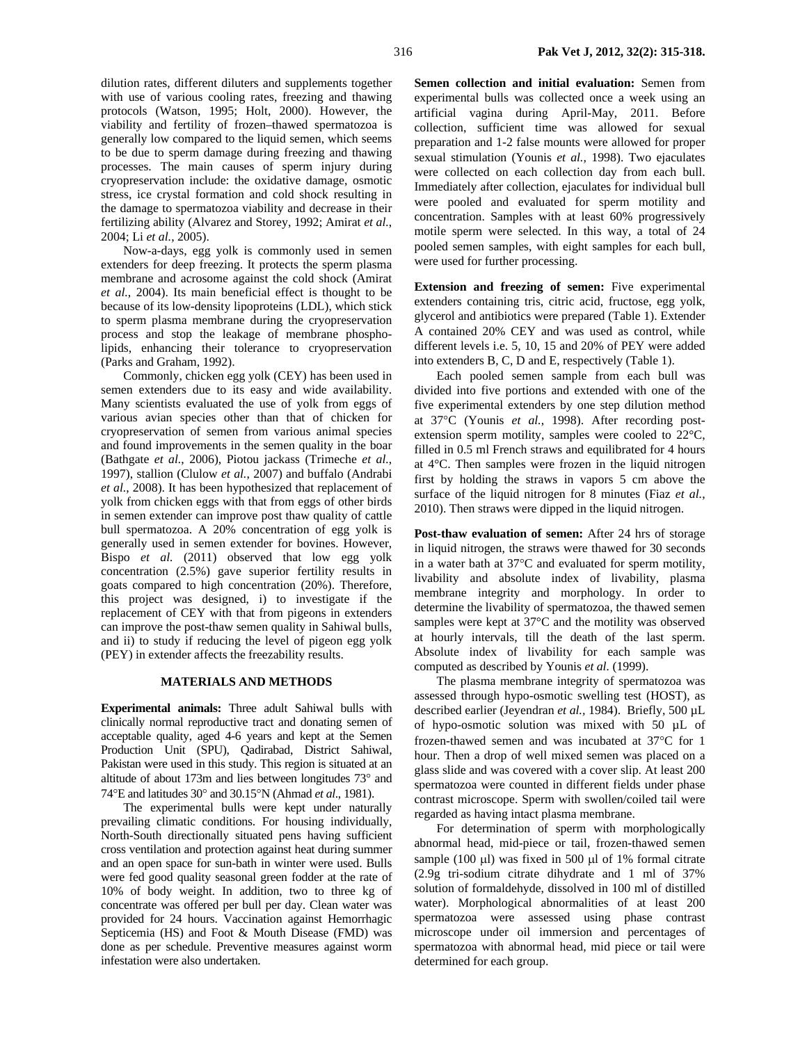dilution rates, different diluters and supplements together with use of various cooling rates, freezing and thawing protocols (Watson, 1995; Holt, 2000). However, the viability and fertility of frozen–thawed spermatozoa is generally low compared to the liquid semen, which seems to be due to sperm damage during freezing and thawing processes. The main causes of sperm injury during cryopreservation include: the oxidative damage, osmotic stress, ice crystal formation and cold shock resulting in the damage to spermatozoa viability and decrease in their fertilizing ability (Alvarez and Storey, 1992; Amirat *et al.*, 2004; Li *et al.*, 2005).

Now-a-days, egg yolk is commonly used in semen extenders for deep freezing. It protects the sperm plasma membrane and acrosome against the cold shock (Amirat *et al.*, 2004). Its main beneficial effect is thought to be because of its low-density lipoproteins (LDL), which stick to sperm plasma membrane during the cryopreservation process and stop the leakage of membrane phospholipids, enhancing their tolerance to cryopreservation (Parks and Graham, 1992).

Commonly, chicken egg yolk (CEY) has been used in semen extenders due to its easy and wide availability. Many scientists evaluated the use of yolk from eggs of various avian species other than that of chicken for cryopreservation of semen from various animal species and found improvements in the semen quality in the boar (Bathgate *et al.*, 2006), Piotou jackass (Trimeche *et al.*, 1997), stallion (Clulow *et al.*, 2007) and buffalo (Andrabi *et al.*, 2008). It has been hypothesized that replacement of yolk from chicken eggs with that from eggs of other birds in semen extender can improve post thaw quality of cattle bull spermatozoa. A 20% concentration of egg yolk is generally used in semen extender for bovines. However, Bispo *et al.* (2011) observed that low egg yolk concentration (2.5%) gave superior fertility results in goats compared to high concentration (20%). Therefore, this project was designed, i) to investigate if the replacement of CEY with that from pigeons in extenders can improve the post-thaw semen quality in Sahiwal bulls, and ii) to study if reducing the level of pigeon egg yolk (PEY) in extender affects the freezability results.

## MATERIALS AND METHODS

**Experimental animals:** Three adult Sahiwal bulls with clinically normal reproductive tract and donating semen of acceptable quality, aged 4-6 years and kept at the Semen Production Unit (SPU), Qadirabad, District Sahiwal, Pakistan were used in this study. This region is situated at an altitude of about 173m and lies between longitudes 73° and 74°E and latitudes 30° and 30.15°N (Ahmad *et al*., 1981).

The experimental bulls were kept under naturally prevailing climatic conditions. For housing individually, North-South directionally situated pens having sufficient cross ventilation and protection against heat during summer and an open space for sun-bath in winter were used. Bulls were fed good quality seasonal green fodder at the rate of 10% of body weight. In addition, two to three kg of concentrate was offered per bull per day. Clean water was provided for 24 hours. Vaccination against Hemorrhagic Septicemia (HS) and Foot & Mouth Disease (FMD) was done as per schedule. Preventive measures against worm infestation were also undertaken.

**Semen collection and initial evaluation:** Semen from experimental bulls was collected once a week using an artificial vagina during April-May, 2011. Before collection, sufficient time was allowed for sexual preparation and 1-2 false mounts were allowed for proper sexual stimulation (Younis *et al.*, 1998). Two ejaculates were collected on each collection day from each bull. Immediately after collection, ejaculates for individual bull were pooled and evaluated for sperm motility and concentration. Samples with at least 60% progressively motile sperm were selected. In this way, a total of 24 pooled semen samples, with eight samples for each bull, were used for further processing.

**Extension and freezing of semen:** Five experimental extenders containing tris, citric acid, fructose, egg yolk, glycerol and antibiotics were prepared (Table 1). Extender A contained 20% CEY and was used as control, while different levels i.e. 5, 10, 15 and 20% of PEY were added into extenders B, C, D and E, respectively (Table 1).

Each pooled semen sample from each bull was divided into five portions and extended with one of the five experimental extenders by one step dilution method at 37°C (Younis *et al.*, 1998). After recording post-extension sperm motility, samples were cooled to 22°C, filled in 0.5 ml French straws and equilibrated for 4 hours at 4°C. Then samples were frozen in the liquid nitrogen first by holding the straws in vapors 5 cm above the surface of the liquid nitrogen for 8 minutes (Fiaz *et al.*, 2010). Then straws were dipped in the liquid nitrogen.

**Post-thaw evaluation of semen:** After 24 hrs of storage in liquid nitrogen, the straws were thawed for 30 seconds in a water bath at 37°C and evaluated for sperm motility, livability and absolute index of livability, plasma membrane integrity and morphology. In order to determine the livability of spermatozoa, the thawed semen samples were kept at 37°C and the motility was observed at hourly intervals, till the death of the last sperm. Absolute index of livability for each sample was computed as described by Younis *et al.* (1999).

The plasma membrane integrity of spermatozoa was assessed through hypo-osmotic swelling test (HOST), as described earlier (Jeyendran *et al.*, 1984). Briefly, 500 µL of hypo-osmotic solution was mixed with 50 µL of frozen-thawed semen and was incubated at 37°C for 1 hour. Then a drop of well mixed semen was placed on a glass slide and was covered with a cover slip. At least 200 spermatozoa were counted in different fields under phase contrast microscope. Sperm with swollen/coiled tail were regarded as having intact plasma membrane.

For determination of sperm with morphologically abnormal head, mid-piece or tail, frozen-thawed semen sample (100 µl) was fixed in 500 µl of 1% formal citrate (2.9g tri-sodium citrate dihydrate and 1 ml of 37% solution of formaldehyde, dissolved in 100 ml of distilled water). Morphological abnormalities of at least 200 spermatozoa were assessed using phase contrast microscope under oil immersion and percentages of spermatozoa with abnormal head, mid piece or tail were determined for each group.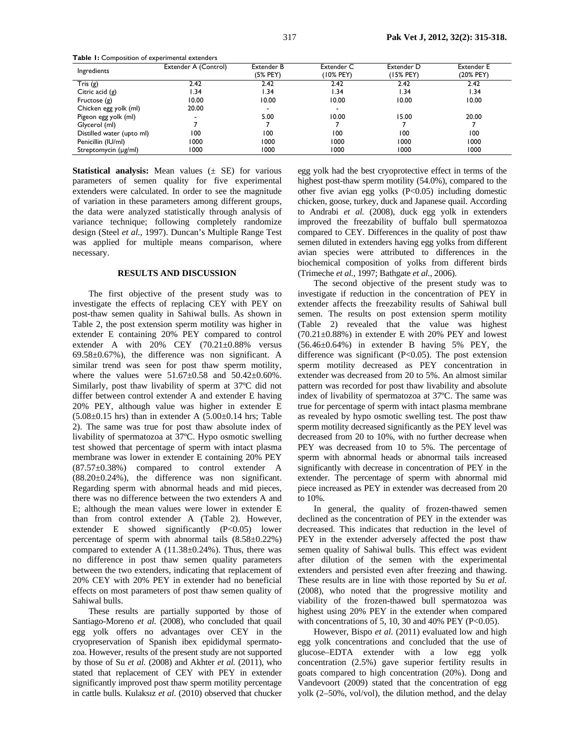**Table 1:** Composition of experimental extenders

| Ingredients | Extender A (Control) | Extender B (5% PEY) | Extender C (10% PEY) | Extender D (15% PEY) | Extender E (20% PEY) |
|---|---|---|---|---|---|
| Tris (g) | 2.42 | 2.42 | 2.42 | 2.42 | 2.42 |
| Citric acid (g) | 1.34 | 1.34 | 1.34 | 1.34 | 1.34 |
| Fructose (g) | 10.00 | 10.00 | 10.00 | 10.00 | 10.00 |
| Chicken egg yolk (ml) | 20.00 | - | - | | |
| Pigeon egg yolk (ml) | - | 5.00 | 10.00 | 15.00 | 20.00 |
| Glycerol (ml) | 7 | 7 | 7 | 7 | 7 |
| Distilled water (upto ml) | 100 | 100 | 100 | 100 | 100 |
| Penicillin (IU/ml) | 1000 | 1000 | 1000 | 1000 | 1000 |
| Streptomycin (µg/ml) | 1000 | 1000 | 1000 | 1000 | 1000 |

**Statistical analysis:** Mean values (± SE) for various parameters of semen quality for five experimental extenders were calculated. In order to see the magnitude of variation in these parameters among different groups, the data were analyzed statistically through analysis of variance technique; following completely randomize design (Steel *et al.*, 1997). Duncan's Multiple Range Test was applied for multiple means comparison, where necessary.

## RESULTS AND DISCUSSION

The first objective of the present study was to investigate the effects of replacing CEY with PEY on post-thaw semen quality in Sahiwal bulls. As shown in Table 2, the post extension sperm motility was higher in extender E containing 20% PEY compared to control extender A with 20% CEY (70.21±0.88% versus 69.58±0.67%), the difference was non significant. A similar trend was seen for post thaw sperm motility, where the values were 51.67±0.58 and 50.42±0.60%. Similarly, post thaw livability of sperm at 37ºC did not differ between control extender A and extender E having 20% PEY, although value was higher in extender E (5.08±0.15 hrs) than in extender A (5.00±0.14 hrs; Table 2). The same was true for post thaw absolute index of livability of spermatozoa at 37ºC. Hypo osmotic swelling test showed that percentage of sperm with intact plasma membrane was lower in extender E containing 20% PEY (87.57±0.38%) compared to control extender A (88.20±0.24%), the difference was non significant. Regarding sperm with abnormal heads and mid pieces, there was no difference between the two extenders A and E; although the mean values were lower in extender E than from control extender A (Table 2). However, extender E showed significantly ($P<0.05$) lower percentage of sperm with abnormal tails (8.58±0.22%) compared to extender A (11.38±0.24%). Thus, there was no difference in post thaw semen quality parameters between the two extenders, indicating that replacement of 20% CEY with 20% PEY in extender had no beneficial effects on most parameters of post thaw semen quality of Sahiwal bulls.

These results are partially supported by those of Santiago-Moreno *et al.* (2008), who concluded that quail egg yolk offers no advantages over CEY in the cryopreservation of Spanish ibex epididymal spermatozoa. However, results of the present study are not supported by those of Su *et al.* (2008) and Akhter *et al.* (2011), who stated that replacement of CEY with PEY in extender significantly improved post thaw sperm motility percentage in cattle bulls. Kulaksız *et al.* (2010) observed that chucker egg yolk had the best cryoprotective effect in terms of the highest post-thaw sperm motility (54.0%), compared to the other five avian egg yolks ($P<0.05$) including domestic chicken, goose, turkey, duck and Japanese quail. According to Andrabi *et al.* (2008), duck egg yolk in extenders improved the freezability of buffalo bull spermatozoa compared to CEY. Differences in the quality of post thaw semen diluted in extenders having egg yolks from different avian species were attributed to differences in the biochemical composition of yolks from different birds (Trimeche *et al.,* 1997; Bathgate *et al.*, 2006).

The second objective of the present study was to investigate if reduction in the concentration of PEY in extender affects the freezability results of Sahiwal bull semen. The results on post extension sperm motility (Table 2) revealed that the value was highest (70.21±0.88%) in extender E with 20% PEY and lowest (56.46±0.64%) in extender B having 5% PEY, the difference was significant ($P<0.05$). The post extension sperm motility decreased as PEY concentration in extender was decreased from 20 to 5%. An almost similar pattern was recorded for post thaw livability and absolute index of livability of spermatozoa at 37ºC. The same was true for percentage of sperm with intact plasma membrane as revealed by hypo osmotic swelling test. The post thaw sperm motility decreased significantly as the PEY level was decreased from 20 to 10%, with no further decrease when PEY was decreased from 10 to 5%. The percentage of sperm with abnormal heads or abnormal tails increased significantly with decrease in concentration of PEY in the extender. The percentage of sperm with abnormal mid piece increased as PEY in extender was decreased from 20 to 10%.

In general, the quality of frozen-thawed semen declined as the concentration of PEY in the extender was decreased. This indicates that reduction in the level of PEY in the extender adversely affected the post thaw semen quality of Sahiwal bulls. This effect was evident after dilution of the semen with the experimental extenders and persisted even after freezing and thawing. These results are in line with those reported by Su *et al.* (2008), who noted that the progressive motility and viability of the frozen-thawed bull spermatozoa was highest using 20% PEY in the extender when compared with concentrations of 5, 10, 30 and 40% PEY ($P<0.05$).

However, Bispo *et al.* (2011) evaluated low and high egg yolk concentrations and concluded that the use of glucose–EDTA extender with a low egg yolk concentration (2.5%) gave superior fertility results in goats compared to high concentration (20%). Dong and Vandevoort (2009) stated that the concentration of egg yolk (2–50%, vol/vol), the dilution method, and the delay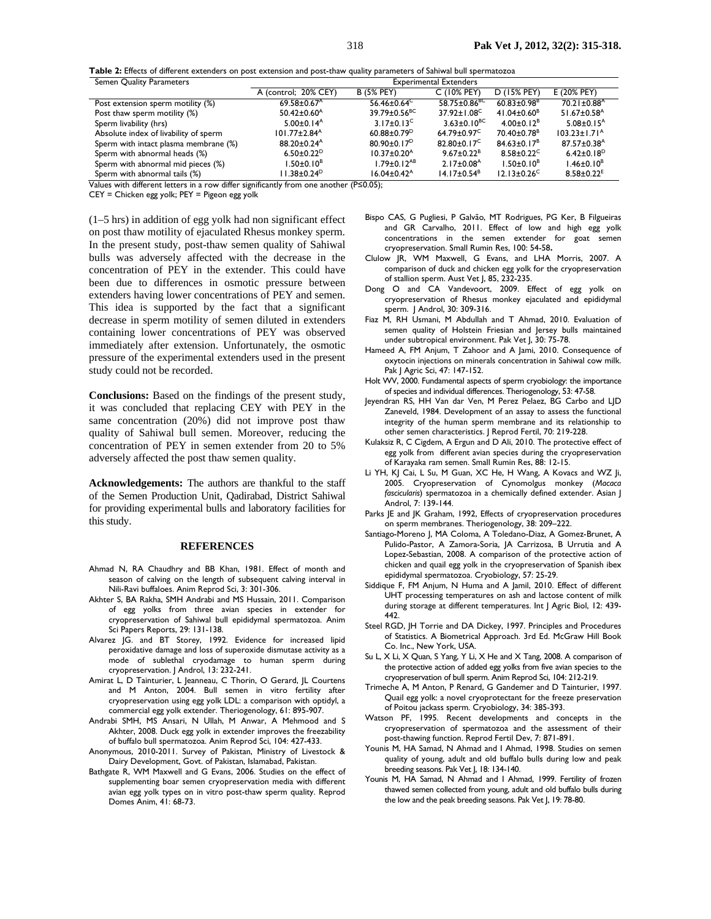**Table 2:** Effects of different extenders on post extension and post-thaw quality parameters of Sahiwal bull spermatozoa

| Semen Quality Parameters | Experimental Extenders | | | | |
|---|---|---|---|---|---|
| | A (control; 20% CEY) | B (5% PEY) | C (10% PEY) | D (15% PEY) | E (20% PEY) |
| Post extension sperm motility (%) | 69.58±0.67[A] | 56.46±0.64[C] | 58.75±0.86[BC] | 60.83±0.98[B] | 70.21±0.88[A] |
| Post thaw sperm motility (%) | 50.42±0.60[A] | 39.79±0.56[BC] | 37.92±1.08[C] | 41.04±0.60[B] | 51.67±0.58[A] |
| Sperm livability (hrs) | 5.00±0.14[A] | 3.17±0.13[C] | 3.63±0.10[BC] | 4.00±0.12[B] | 5.08±0.15[A] |
| Absolute index of livability of sperm | 101.77±2.84[A] | 60.88±0.79[D] | 64.79±0.97[C] | 70.40±0.78[B] | 103.23±1.71[A] |
| Sperm with intact plasma membrane (%) | 88.20±0.24[A] | 80.90±0.17[D] | 82.80±0.17[C] | 84.63±0.17[B] | 87.57±0.38[A] |
| Sperm with abnormal heads (%) | 6.50±0.22[D] | 10.37±0.20[A] | 9.67±0.22[B] | 8.58±0.22[C] | 6.42±0.18[D] |
| Sperm with abnormal mid pieces (%) | 1.50±0.10[B] | 1.79±0.12[AB] | 2.17±0.08[A] | 1.50±0.10[B] | 1.46±0.10[B] |
| Sperm with abnormal tails (%) | 11.38±0.24[D] | 16.04±0.42[A] | 14.17±0.54[B] | 12.13±0.26[C] | 8.58±0.22[E] |

Values with different letters in a row differ significantly from one another (P≤0.05);
CEY = Chicken egg yolk; PEY = Pigeon egg yolk

(1–5 hrs) in addition of egg yolk had non significant effect on post thaw motility of ejaculated Rhesus monkey sperm. In the present study, post-thaw semen quality of Sahiwal bulls was adversely affected with the decrease in the concentration of PEY in the extender. This could have been due to differences in osmotic pressure between extenders having lower concentrations of PEY and semen. This idea is supported by the fact that a significant decrease in sperm motility of semen diluted in extenders containing lower concentrations of PEY was observed immediately after extension. Unfortunately, the osmotic pressure of the experimental extenders used in the present study could not be recorded.

**Conclusions:** Based on the findings of the present study, it was concluded that replacing CEY with PEY in the same concentration (20%) did not improve post thaw quality of Sahiwal bull semen. Moreover, reducing the concentration of PEY in semen extender from 20 to 5% adversely affected the post thaw semen quality.

**Acknowledgements:** The authors are thankful to the staff of the Semen Production Unit, Qadirabad, District Sahiwal for providing experimental bulls and laboratory facilities for this study.

## REFERENCES

Ahmad N, RA Chaudhry and BB Khan, 1981. Effect of month and season of calving on the length of subsequent calving interval in Nili-Ravi buffaloes. Anim Reprod Sci, 3: 301-306.

Akhter S, BA Rakha, SMH Andrabi and MS Hussain, 2011. Comparison of egg yolks from three avian species in extender for cryopreservation of Sahiwal bull epididymal spermatozoa. Anim Sci Papers Reports, 29: 131-138.

Alvarez JG. and BT Storey, 1992. Evidence for increased lipid peroxidative damage and loss of superoxide dismutase activity as a mode of sublethal cryodamage to human sperm during cryopreservation. J Androl, 13: 232-241.

Amirat L, D Tainturier, L Jeanneau, C Thorin, O Gerard, JL Courtens and M Anton, 2004. Bull semen in vitro fertility after cryopreservation using egg yolk LDL: a comparison with optidyl, a commercial egg yolk extender. Theriogenology, 61: 895-907.

Andrabi SMH, MS Ansari, N Ullah, M Anwar, A Mehmood and S Akhter, 2008. Duck egg yolk in extender improves the freezability of buffalo bull spermatozoa. Anim Reprod Sci, 104: 427-433.

Anonymous, 2010-2011. Survey of Pakistan, Ministry of Livestock & Dairy Development, Govt. of Pakistan, Islamabad, Pakistan.

Bathgate R, WM Maxwell and G Evans, 2006. Studies on the effect of supplementing boar semen cryopreservation media with different avian egg yolk types on in vitro post-thaw sperm quality. Reprod Domes Anim, 41: 68-73.

Bispo CAS, G Pugliesi, P Galvão, MT Rodrigues, PG Ker, B Filgueiras and GR Carvalho, 2011. Effect of low and high egg yolk concentrations in the semen extender for goat semen cryopreservation. Small Rumin Res, 100: 54-58**.**

Clulow JR, WM Maxwell, G Evans, and LHA Morris, 2007. A comparison of duck and chicken egg yolk for the cryopreservation of stallion sperm. Aust Vet J, 85, 232-235.

Dong O and CA Vandevoort, 2009. Effect of egg yolk on cryopreservation of Rhesus monkey ejaculated and epididymal sperm. J Androl, 30: 309-316.

Fiaz M, RH Usmani, M Abdullah and T Ahmad, 2010. Evaluation of semen quality of Holstein Friesian and Jersey bulls maintained under subtropical environment. Pak Vet J, 30: 75-78.

Hameed A, FM Anjum, T Zahoor and A Jami, 2010. Consequence of oxytocin injections on minerals concentration in Sahiwal cow milk. Pak J Agric Sci, 47: 147-152.

Holt WV, 2000. Fundamental aspects of sperm cryobiology: the importance of species and individual differences. Theriogenology, 53: 47-58.

Jeyendran RS, HH Van dar Ven, M Perez Pelaez, BG Carbo and LJD Zaneveld, 1984. Development of an assay to assess the functional integrity of the human sperm membrane and its relationship to other semen characteristics. J Reprod Fertil, 70: 219-228.

Kulaksiz R, C Cigdem, A Ergun and D Ali, 2010. The protective effect of egg yolk from different avian species during the cryopreservation of Karayaka ram semen. Small Rumin Res, 88: 12-15.

Li YH, KJ Cai, L Su, M Guan, XC He, H Wang, A Kovacs and WZ Ji, 2005. Cryopreservation of Cynomolgus monkey (*Macaca fascicularis*) spermatozoa in a chemically defined extender. Asian J Androl, 7: 139-144.

Parks JE and JK Graham, 1992, Effects of cryopreservation procedures on sperm membranes. Theriogenology, 38: 209–222.

Santiago-Moreno J, MA Coloma, A Toledano-Diaz, A Gomez-Brunet, A Pulido-Pastor, A Zamora-Soria, JA Carrizosa, B Urrutia and A Lopez-Sebastian, 2008. A comparison of the protective action of chicken and quail egg yolk in the cryopreservation of Spanish ibex epididymal spermatozoa. Cryobiology, 57: 25-29.

Siddique F, FM Anjum, N Huma and A Jamil, 2010. Effect of different UHT processing temperatures on ash and lactose content of milk during storage at different temperatures. Int J Agric Biol, 12: 439-442.

Steel RGD, JH Torrie and DA Dickey, 1997. Principles and Procedures of Statistics. A Biometrical Approach. 3rd Ed. McGraw Hill Book Co. Inc., New York, USA.

Su L, X Li, X Quan, S Yang, Y Li, X He and X Tang, 2008. A comparison of the protective action of added egg yolks from five avian species to the cryopreservation of bull sperm. Anim Reprod Sci, 104: 212-219.

Trimeche A, M Anton, P Renard, G Gandemer and D Tainturier, 1997. Quail egg yolk: a novel cryoprotectant for the freeze preservation of Poitou jackass sperm. Cryobiology, 34: 385-393.

Watson PF, 1995. Recent developments and concepts in the cryopreservation of spermatozoa and the assessment of their post-thawing function. Reprod Fertil Dev, 7: 871-891.

Younis M, HA Samad, N Ahmad and I Ahmad, 1998. Studies on semen quality of young, adult and old buffalo bulls during low and peak breeding seasons. Pak Vet J, 18: 134-140.

Younis M, HA Samad, N Ahmad and I Ahmad, 1999. Fertility of frozen thawed semen collected from young, adult and old buffalo bulls during the low and the peak breeding seasons. Pak Vet J, 19: 78-80.